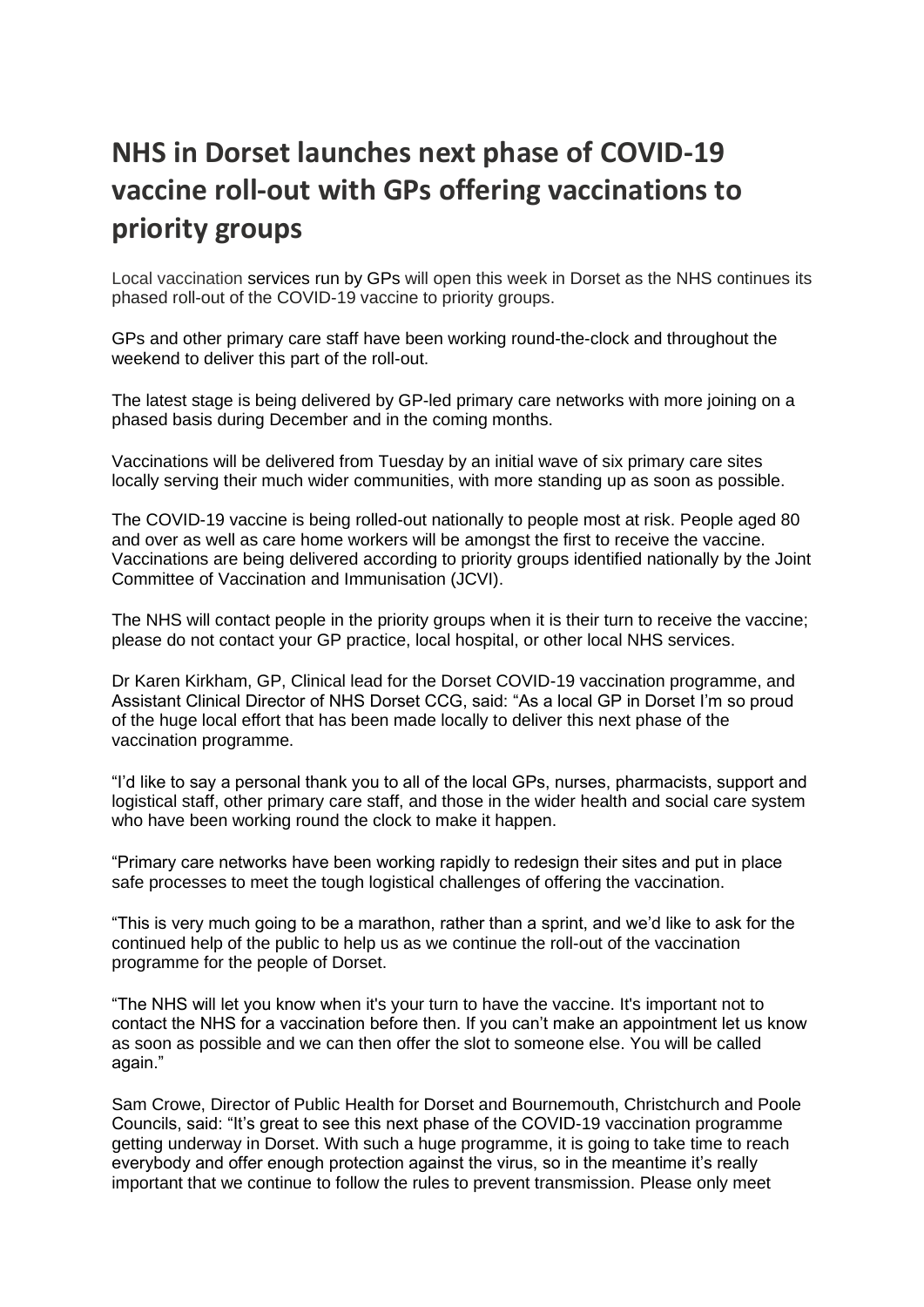# NHS in Dorset launches next phase of COVID-19 vaccine roll-out with GPs offering vaccinations to priority groups

Local vaccination services run by GPs will open this week in Dorset as the NHS continues its phased roll-out of the COVID-19 vaccine to priority groups.

GPs and other primary care staff have been working round-the-clock and throughout the weekend to deliver this part of the roll-out.

The latest stage is being delivered by GP-led primary care networks with more joining on a phased basis during December and in the coming months.

Vaccinations will be delivered from Tuesday by an initial wave of six primary care sites locally serving their much wider communities, with more standing up as soon as possible.

The COVID-19 vaccine is being rolled-out nationally to people most at risk. People aged 80 and over as well as care home workers will be amongst the first to receive the vaccine. Vaccinations are being delivered according to priority groups identified nationally by the Joint Committee of Vaccination and Immunisation (JCVI).

The NHS will contact people in the priority groups when it is their turn to receive the vaccine; please do not contact your GP practice, local hospital, or other local NHS services.

Dr Karen Kirkham, GP, Clinical lead for the Dorset COVID-19 vaccination programme, and Assistant Clinical Director of NHS Dorset CCG, said: "As a local GP in Dorset I'm so proud of the huge local effort that has been made locally to deliver this next phase of the vaccination programme.

"I'd like to say a personal thank you to all of the local GPs, nurses, pharmacists, support and logistical staff, other primary care staff, and those in the wider health and social care system who have been working round the clock to make it happen.

"Primary care networks have been working rapidly to redesign their sites and put in place safe processes to meet the tough logistical challenges of offering the vaccination.

"This is very much going to be a marathon, rather than a sprint, and we'd like to ask for the continued help of the public to help us as we continue the roll-out of the vaccination programme for the people of Dorset.

"The NHS will let you know when it's your turn to have the vaccine. It's important not to contact the NHS for a vaccination before then. If you can't make an appointment let us know as soon as possible and we can then offer the slot to someone else. You will be called again."

Sam Crowe, Director of Public Health for Dorset and Bournemouth, Christchurch and Poole Councils, said: "It's great to see this next phase of the COVID-19 vaccination programme getting underway in Dorset. With such a huge programme, it is going to take time to reach everybody and offer enough protection against the virus, so in the meantime it's really important that we continue to follow the rules to prevent transmission. Please only meet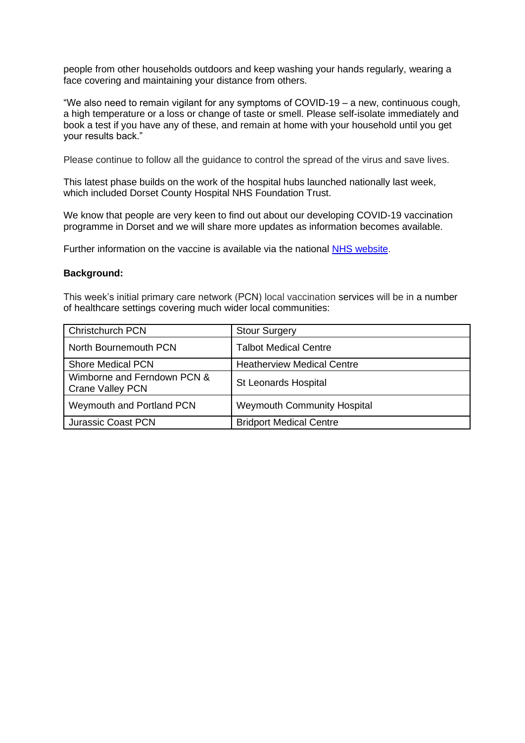people from other households outdoors and keep washing your hands regularly, wearing a face covering and maintaining your distance from others.

"We also need to remain vigilant for any symptoms of COVID-19 – a new, continuous cough, a high temperature or a loss or change of taste or smell. Please self-isolate immediately and book a test if you have any of these, and remain at home with your household until you get your results back."

Please continue to follow all the guidance to control the spread of the virus and save lives.

This latest phase builds on the work of the hospital hubs launched nationally last week, which included Dorset County Hospital NHS Foundation Trust.

We know that people are very keen to find out about our developing COVID-19 vaccination programme in Dorset and we will share more updates as information becomes available.

Further information on the vaccine is available via the national [NHS website](https://www.nhs.uk).

**Background:**

This week's initial primary care network (PCN) local vaccination services will be in a number of healthcare settings covering much wider local communities:

| | |
|---|---|
| Christchurch PCN | Stour Surgery |
| North Bournemouth PCN | Talbot Medical Centre |
| Shore Medical PCN | Heatherview Medical Centre |
| Wimborne and Ferndown PCN & Crane Valley PCN | St Leonards Hospital |
| Weymouth and Portland PCN | Weymouth Community Hospital |
| Jurassic Coast PCN | Bridport Medical Centre |